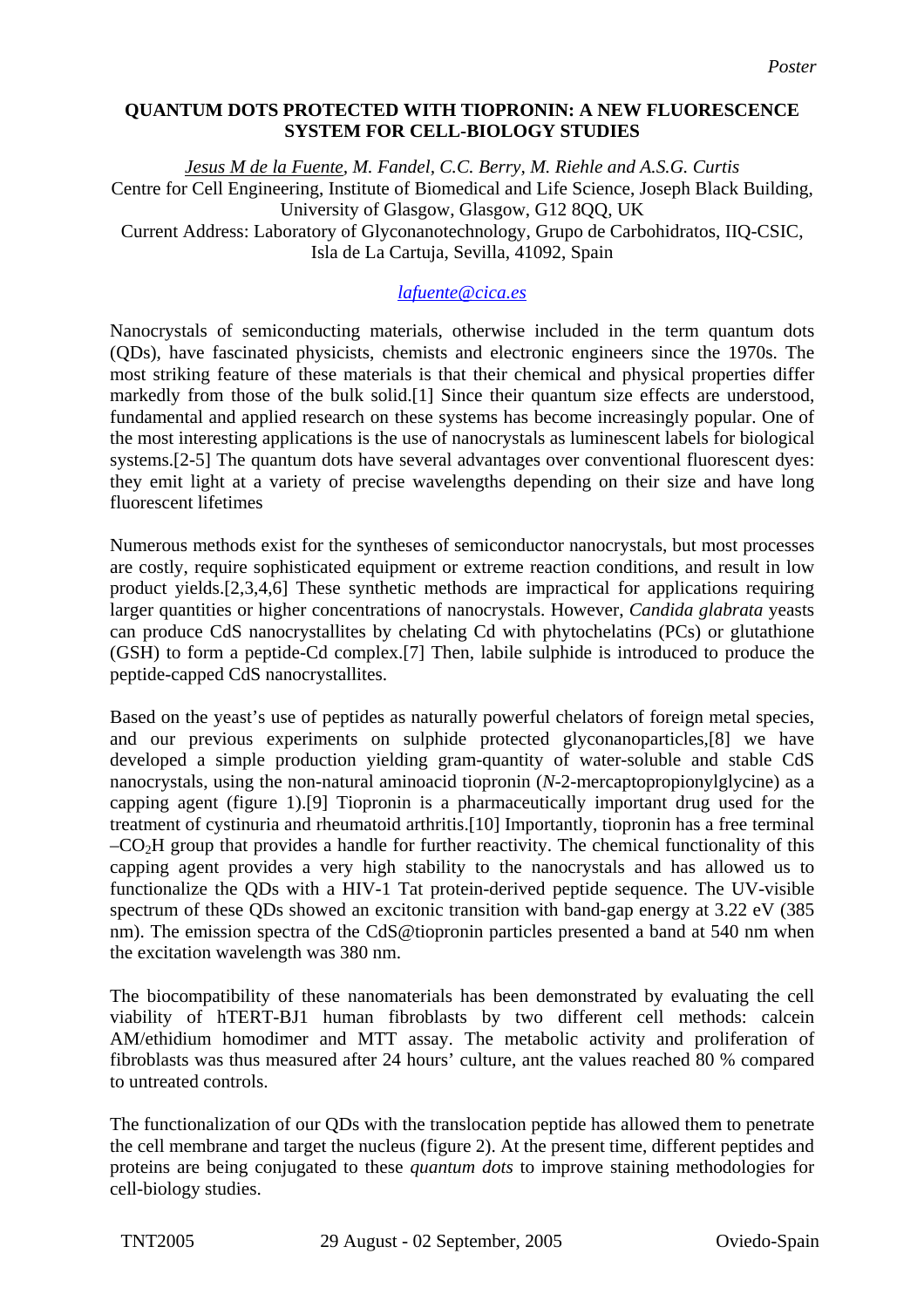*Poster*

# QUANTUM DOTS PROTECTED WITH TIOPRONIN: A NEW FLUORESCENCE SYSTEM FOR CELL-BIOLOGY STUDIES

*Jesus M de la Fuente, M. Fandel, C.C. Berry, M. Riehle and A.S.G. Curtis*
Centre for Cell Engineering, Institute of Biomedical and Life Science, Joseph Black Building, University of Glasgow, Glasgow, G12 8QQ, UK
Current Address: Laboratory of Glyconanotechnology, Grupo de Carbohidratos, IIQ-CSIC, Isla de La Cartuja, Sevilla, 41092, Spain

lafuente@cica.es

Nanocrystals of semiconducting materials, otherwise included in the term quantum dots (QDs), have fascinated physicists, chemists and electronic engineers since the 1970s. The most striking feature of these materials is that their chemical and physical properties differ markedly from those of the bulk solid.[1] Since their quantum size effects are understood, fundamental and applied research on these systems has become increasingly popular. One of the most interesting applications is the use of nanocrystals as luminescent labels for biological systems.[2-5] The quantum dots have several advantages over conventional fluorescent dyes: they emit light at a variety of precise wavelengths depending on their size and have long fluorescent lifetimes

Numerous methods exist for the syntheses of semiconductor nanocrystals, but most processes are costly, require sophisticated equipment or extreme reaction conditions, and result in low product yields.[2,3,4,6] These synthetic methods are impractical for applications requiring larger quantities or higher concentrations of nanocrystals. However, *Candida glabrata* yeasts can produce CdS nanocrystallites by chelating Cd with phytochelatins (PCs) or glutathione (GSH) to form a peptide-Cd complex.[7] Then, labile sulphide is introduced to produce the peptide-capped CdS nanocrystallites.

Based on the yeast's use of peptides as naturally powerful chelators of foreign metal species, and our previous experiments on sulphide protected glyconanoparticles,[8] we have developed a simple production yielding gram-quantity of water-soluble and stable CdS nanocrystals, using the non-natural aminoacid tiopronin (*N*-2-mercaptopropionylglycine) as a capping agent (figure 1).[9] Tiopronin is a pharmaceutically important drug used for the treatment of cystinuria and rheumatoid arthritis.[10] Importantly, tiopronin has a free terminal $–CO_2H$ group that provides a handle for further reactivity. The chemical functionality of this capping agent provides a very high stability to the nanocrystals and has allowed us to functionalize the QDs with a HIV-1 Tat protein-derived peptide sequence. The UV-visible spectrum of these QDs showed an excitonic transition with band-gap energy at 3.22 eV (385 nm). The emission spectra of the CdS@tiopronin particles presented a band at 540 nm when the excitation wavelength was 380 nm.

The biocompatibility of these nanomaterials has been demonstrated by evaluating the cell viability of hTERT-BJ1 human fibroblasts by two different cell methods: calcein AM/ethidium homodimer and MTT assay. The metabolic activity and proliferation of fibroblasts was thus measured after 24 hours' culture, ant the values reached 80 % compared to untreated controls.

The functionalization of our QDs with the translocation peptide has allowed them to penetrate the cell membrane and target the nucleus (figure 2). At the present time, different peptides and proteins are being conjugated to these *quantum dots* to improve staining methodologies for cell-biology studies.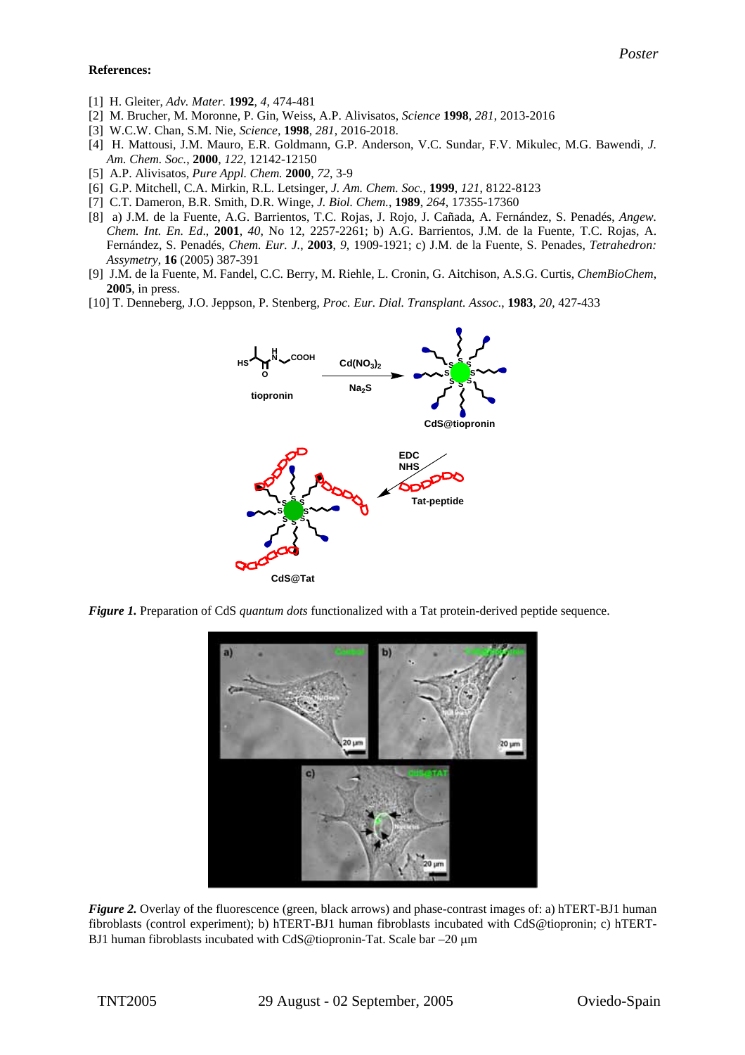**References:**

[1] H. Gleiter, *Adv. Mater.* **1992**, *4*, 474-481

[2] M. Brucher, M. Moronne, P. Gin, Weiss, A.P. Alivisatos, *Science* **1998**, *281*, 2013-2016

[3] W.C.W. Chan, S.M. Nie, *Science*, **1998**, *281*, 2016-2018.

[4] H. Mattousi, J.M. Mauro, E.R. Goldmann, G.P. Anderson, V.C. Sundar, F.V. Mikulec, M.G. Bawendi, *J. Am. Chem. Soc.*, **2000**, *122*, 12142-12150

[5] A.P. Alivisatos, *Pure Appl. Chem.* **2000**, *72*, 3-9

[6] G.P. Mitchell, C.A. Mirkin, R.L. Letsinger, *J. Am. Chem. Soc.*, **1999**, *121*, 8122-8123

[7] C.T. Dameron, B.R. Smith, D.R. Winge, *J. Biol. Chem.*, **1989**, *264*, 17355-17360

[8] a) J.M. de la Fuente, A.G. Barrientos, T.C. Rojas, J. Rojo, J. Cañada, A. Fernández, S. Penadés, *Angew. Chem. Int. En. Ed*., **2001**, *40*, No 12, 2257-2261; b) A.G. Barrientos, J.M. de la Fuente, T.C. Rojas, A. Fernández, S. Penadés, *Chem. Eur. J.*, **2003**, *9*, 1909-1921; c) J.M. de la Fuente, S. Penades, *Tetrahedron: Assymetry*, **16** (2005) 387-391

[9] J.M. de la Fuente, M. Fandel, C.C. Berry, M. Riehle, L. Cronin, G. Aitchison, A.S.G. Curtis, *ChemBioChem*, **2005**, in press.

[10] T. Denneberg, J.O. Jeppson, P. Stenberg, *Proc. Eur. Dial. Transplant. Assoc.*, **1983**, *20*, 427-433

tiopronin

$Cd(NO_3)_2$

$Na_2S$

CdS@tiopronin

EDC

NHS

Tat-peptide

CdS@Tat

***Figure 1.*** Preparation of CdS *quantum dots* functionalized with a Tat protein-derived peptide sequence.

a) Control

b) CdS@tiopronin

c) CdS@TAT

20 µm

***Figure 2.*** Overlay of the fluorescence (green, black arrows) and phase-contrast images of: a) hTERT-BJ1 human fibroblasts (control experiment); b) hTERT-BJ1 human fibroblasts incubated with CdS@tiopronin; c) hTERT-BJ1 human fibroblasts incubated with CdS@tiopronin-Tat. Scale bar –20 µm